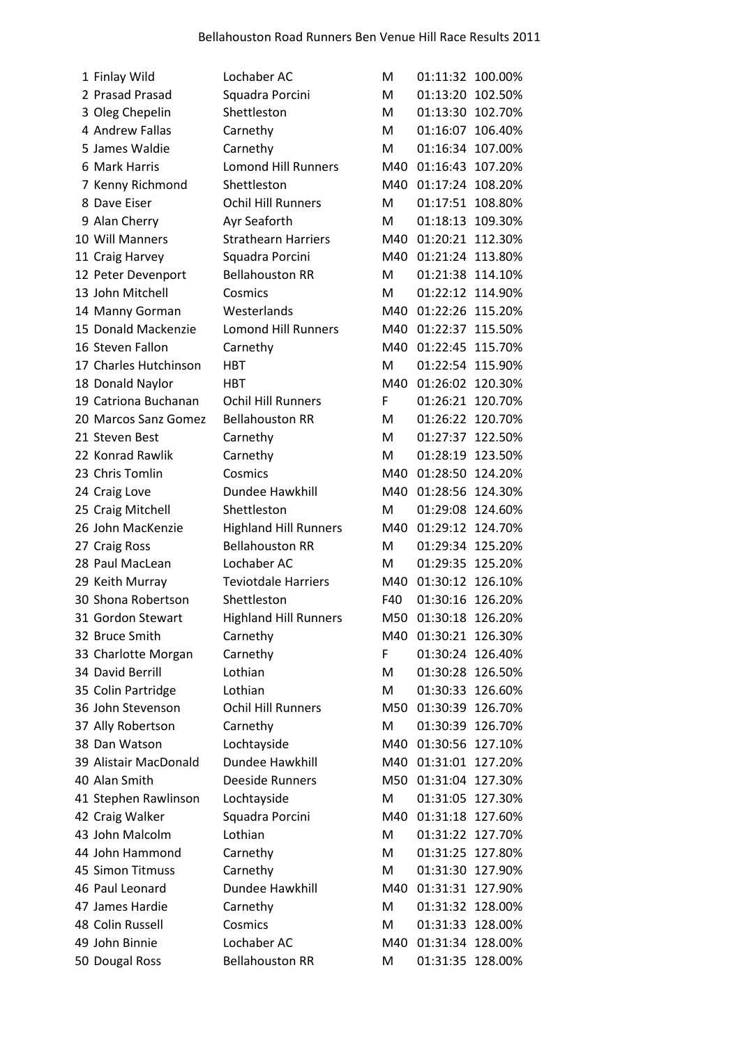# Bellahouston Road Runners Ben Venue Hill Race Results 2011

| | | | | | |
|---|---|---|---|---|---|
| 1 | Finlay Wild | Lochaber AC | M | 01:11:32 | 100.00% |
| 2 | Prasad Prasad | Squadra Porcini | M | 01:13:20 | 102.50% |
| 3 | Oleg Chepelin | Shettleston | M | 01:13:30 | 102.70% |
| 4 | Andrew Fallas | Carnethy | M | 01:16:07 | 106.40% |
| 5 | James Waldie | Carnethy | M | 01:16:34 | 107.00% |
| 6 | Mark Harris | Lomond Hill Runners | M40 | 01:16:43 | 107.20% |
| 7 | Kenny Richmond | Shettleston | M40 | 01:17:24 | 108.20% |
| 8 | Dave Eiser | Ochil Hill Runners | M | 01:17:51 | 108.80% |
| 9 | Alan Cherry | Ayr Seaforth | M | 01:18:13 | 109.30% |
| 10 | Will Manners | Strathearn Harriers | M40 | 01:20:21 | 112.30% |
| 11 | Craig Harvey | Squadra Porcini | M40 | 01:21:24 | 113.80% |
| 12 | Peter Devenport | Bellahouston RR | M | 01:21:38 | 114.10% |
| 13 | John Mitchell | Cosmics | M | 01:22:12 | 114.90% |
| 14 | Manny Gorman | Westerlands | M40 | 01:22:26 | 115.20% |
| 15 | Donald Mackenzie | Lomond Hill Runners | M40 | 01:22:37 | 115.50% |
| 16 | Steven Fallon | Carnethy | M40 | 01:22:45 | 115.70% |
| 17 | Charles Hutchinson | HBT | M | 01:22:54 | 115.90% |
| 18 | Donald Naylor | HBT | M40 | 01:26:02 | 120.30% |
| 19 | Catriona Buchanan | Ochil Hill Runners | F | 01:26:21 | 120.70% |
| 20 | Marcos Sanz Gomez | Bellahouston RR | M | 01:26:22 | 120.70% |
| 21 | Steven Best | Carnethy | M | 01:27:37 | 122.50% |
| 22 | Konrad Rawlik | Carnethy | M | 01:28:19 | 123.50% |
| 23 | Chris Tomlin | Cosmics | M40 | 01:28:50 | 124.20% |
| 24 | Craig Love | Dundee Hawkhill | M40 | 01:28:56 | 124.30% |
| 25 | Craig Mitchell | Shettleston | M | 01:29:08 | 124.60% |
| 26 | John MacKenzie | Highland Hill Runners | M40 | 01:29:12 | 124.70% |
| 27 | Craig Ross | Bellahouston RR | M | 01:29:34 | 125.20% |
| 28 | Paul MacLean | Lochaber AC | M | 01:29:35 | 125.20% |
| 29 | Keith Murray | Teviotdale Harriers | M40 | 01:30:12 | 126.10% |
| 30 | Shona Robertson | Shettleston | F40 | 01:30:16 | 126.20% |
| 31 | Gordon Stewart | Highland Hill Runners | M50 | 01:30:18 | 126.20% |
| 32 | Bruce Smith | Carnethy | M40 | 01:30:21 | 126.30% |
| 33 | Charlotte Morgan | Carnethy | F | 01:30:24 | 126.40% |
| 34 | David Berrill | Lothian | M | 01:30:28 | 126.50% |
| 35 | Colin Partridge | Lothian | M | 01:30:33 | 126.60% |
| 36 | John Stevenson | Ochil Hill Runners | M50 | 01:30:39 | 126.70% |
| 37 | Ally Robertson | Carnethy | M | 01:30:39 | 126.70% |
| 38 | Dan Watson | Lochtayside | M40 | 01:30:56 | 127.10% |
| 39 | Alistair MacDonald | Dundee Hawkhill | M40 | 01:31:01 | 127.20% |
| 40 | Alan Smith | Deeside Runners | M50 | 01:31:04 | 127.30% |
| 41 | Stephen Rawlinson | Lochtayside | M | 01:31:05 | 127.30% |
| 42 | Craig Walker | Squadra Porcini | M40 | 01:31:18 | 127.60% |
| 43 | John Malcolm | Lothian | M | 01:31:22 | 127.70% |
| 44 | John Hammond | Carnethy | M | 01:31:25 | 127.80% |
| 45 | Simon Titmuss | Carnethy | M | 01:31:30 | 127.90% |
| 46 | Paul Leonard | Dundee Hawkhill | M40 | 01:31:31 | 127.90% |
| 47 | James Hardie | Carnethy | M | 01:31:32 | 128.00% |
| 48 | Colin Russell | Cosmics | M | 01:31:33 | 128.00% |
| 49 | John Binnie | Lochaber AC | M40 | 01:31:34 | 128.00% |
| 50 | Dougal Ross | Bellahouston RR | M | 01:31:35 | 128.00% |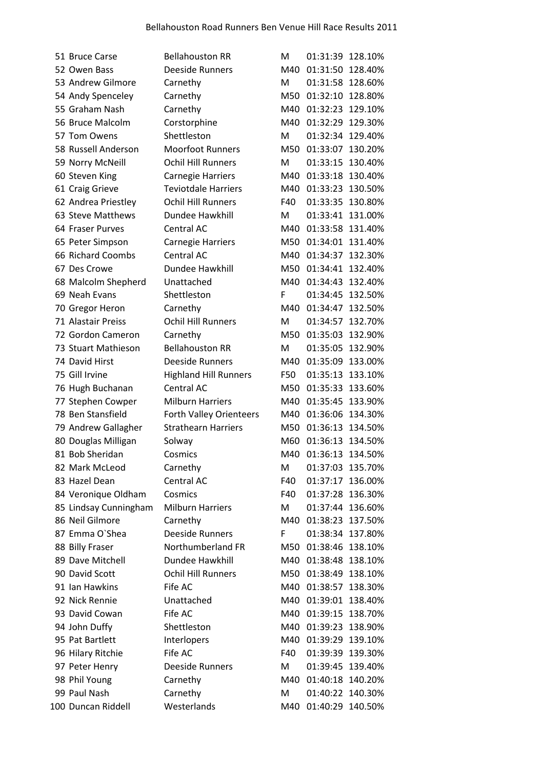| | | | | | |
|---|---|---|---|---|---|
| 51 | Bruce Carse | Bellahouston RR | M | 01:31:39 | 128.10% |
| 52 | Owen Bass | Deeside Runners | M40 | 01:31:50 | 128.40% |
| 53 | Andrew Gilmore | Carnethy | M | 01:31:58 | 128.60% |
| 54 | Andy Spenceley | Carnethy | M50 | 01:32:10 | 128.80% |
| 55 | Graham Nash | Carnethy | M40 | 01:32:23 | 129.10% |
| 56 | Bruce Malcolm | Corstorphine | M40 | 01:32:29 | 129.30% |
| 57 | Tom Owens | Shettleston | M | 01:32:34 | 129.40% |
| 58 | Russell Anderson | Moorfoot Runners | M50 | 01:33:07 | 130.20% |
| 59 | Norry McNeill | Ochil Hill Runners | M | 01:33:15 | 130.40% |
| 60 | Steven King | Carnegie Harriers | M40 | 01:33:18 | 130.40% |
| 61 | Craig Grieve | Teviotdale Harriers | M40 | 01:33:23 | 130.50% |
| 62 | Andrea Priestley | Ochil Hill Runners | F40 | 01:33:35 | 130.80% |
| 63 | Steve Matthews | Dundee Hawkhill | M | 01:33:41 | 131.00% |
| 64 | Fraser Purves | Central AC | M40 | 01:33:58 | 131.40% |
| 65 | Peter Simpson | Carnegie Harriers | M50 | 01:34:01 | 131.40% |
| 66 | Richard Coombs | Central AC | M40 | 01:34:37 | 132.30% |
| 67 | Des Crowe | Dundee Hawkhill | M50 | 01:34:41 | 132.40% |
| 68 | Malcolm Shepherd | Unattached | M40 | 01:34:43 | 132.40% |
| 69 | Neah Evans | Shettleston | F | 01:34:45 | 132.50% |
| 70 | Gregor Heron | Carnethy | M40 | 01:34:47 | 132.50% |
| 71 | Alastair Preiss | Ochil Hill Runners | M | 01:34:57 | 132.70% |
| 72 | Gordon Cameron | Carnethy | M50 | 01:35:03 | 132.90% |
| 73 | Stuart Mathieson | Bellahouston RR | M | 01:35:05 | 132.90% |
| 74 | David Hirst | Deeside Runners | M40 | 01:35:09 | 133.00% |
| 75 | Gill Irvine | Highland Hill Runners | F50 | 01:35:13 | 133.10% |
| 76 | Hugh Buchanan | Central AC | M50 | 01:35:33 | 133.60% |
| 77 | Stephen Cowper | Milburn Harriers | M40 | 01:35:45 | 133.90% |
| 78 | Ben Stansfield | Forth Valley Orienteers | M40 | 01:36:06 | 134.30% |
| 79 | Andrew Gallagher | Strathearn Harriers | M50 | 01:36:13 | 134.50% |
| 80 | Douglas Milligan | Solway | M60 | 01:36:13 | 134.50% |
| 81 | Bob Sheridan | Cosmics | M40 | 01:36:13 | 134.50% |
| 82 | Mark McLeod | Carnethy | M | 01:37:03 | 135.70% |
| 83 | Hazel Dean | Central AC | F40 | 01:37:17 | 136.00% |
| 84 | Veronique Oldham | Cosmics | F40 | 01:37:28 | 136.30% |
| 85 | Lindsay Cunningham | Milburn Harriers | M | 01:37:44 | 136.60% |
| 86 | Neil Gilmore | Carnethy | M40 | 01:38:23 | 137.50% |
| 87 | Emma O`Shea | Deeside Runners | F | 01:38:34 | 137.80% |
| 88 | Billy Fraser | Northumberland FR | M50 | 01:38:46 | 138.10% |
| 89 | Dave Mitchell | Dundee Hawkhill | M40 | 01:38:48 | 138.10% |
| 90 | David Scott | Ochil Hill Runners | M50 | 01:38:49 | 138.10% |
| 91 | Ian Hawkins | Fife AC | M40 | 01:38:57 | 138.30% |
| 92 | Nick Rennie | Unattached | M40 | 01:39:01 | 138.40% |
| 93 | David Cowan | Fife AC | M40 | 01:39:15 | 138.70% |
| 94 | John Duffy | Shettleston | M40 | 01:39:23 | 138.90% |
| 95 | Pat Bartlett | Interlopers | M40 | 01:39:29 | 139.10% |
| 96 | Hilary Ritchie | Fife AC | F40 | 01:39:39 | 139.30% |
| 97 | Peter Henry | Deeside Runners | M | 01:39:45 | 139.40% |
| 98 | Phil Young | Carnethy | M40 | 01:40:18 | 140.20% |
| 99 | Paul Nash | Carnethy | M | 01:40:22 | 140.30% |
| 100 | Duncan Riddell | Westerlands | M40 | 01:40:29 | 140.50% |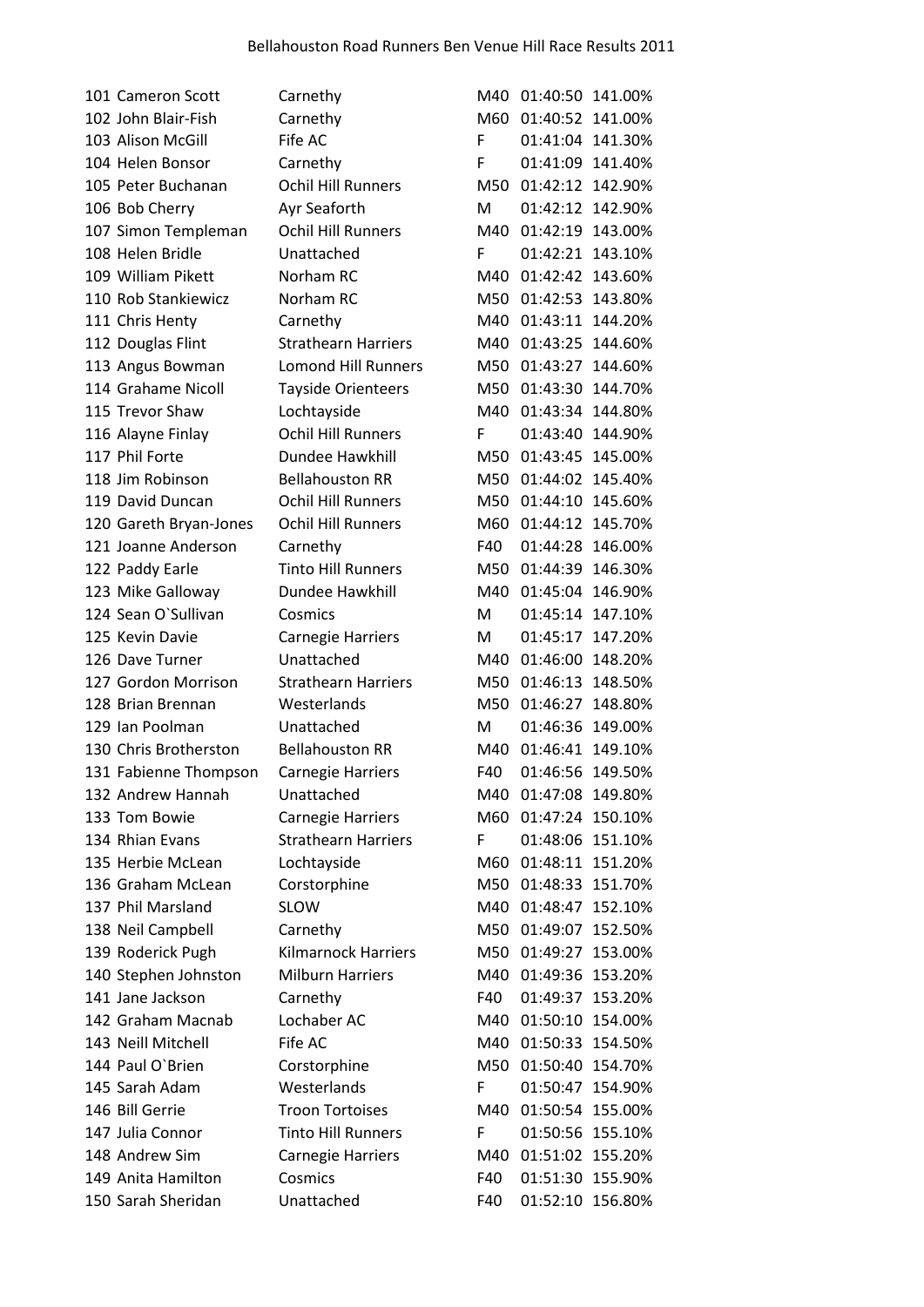# Bellahouston Road Runners Ben Venue Hill Race Results 2011

| Pos | Name | Club | Cat | Time | % |
|---|---|---|---|---|---|
| 101 | Cameron Scott | Carnethy | M40 | 01:40:50 | 141.00% |
| 102 | John Blair-Fish | Carnethy | M60 | 01:40:52 | 141.00% |
| 103 | Alison McGill | Fife AC | F | 01:41:04 | 141.30% |
| 104 | Helen Bonsor | Carnethy | F | 01:41:09 | 141.40% |
| 105 | Peter Buchanan | Ochil Hill Runners | M50 | 01:42:12 | 142.90% |
| 106 | Bob Cherry | Ayr Seaforth | M | 01:42:12 | 142.90% |
| 107 | Simon Templeman | Ochil Hill Runners | M40 | 01:42:19 | 143.00% |
| 108 | Helen Bridle | Unattached | F | 01:42:21 | 143.10% |
| 109 | William Pikett | Norham RC | M40 | 01:42:42 | 143.60% |
| 110 | Rob Stankiewicz | Norham RC | M50 | 01:42:53 | 143.80% |
| 111 | Chris Henty | Carnethy | M40 | 01:43:11 | 144.20% |
| 112 | Douglas Flint | Strathearn Harriers | M40 | 01:43:25 | 144.60% |
| 113 | Angus Bowman | Lomond Hill Runners | M50 | 01:43:27 | 144.60% |
| 114 | Grahame Nicoll | Tayside Orienteers | M50 | 01:43:30 | 144.70% |
| 115 | Trevor Shaw | Lochtayside | M40 | 01:43:34 | 144.80% |
| 116 | Alayne Finlay | Ochil Hill Runners | F | 01:43:40 | 144.90% |
| 117 | Phil Forte | Dundee Hawkhill | M50 | 01:43:45 | 145.00% |
| 118 | Jim Robinson | Bellahouston RR | M50 | 01:44:02 | 145.40% |
| 119 | David Duncan | Ochil Hill Runners | M50 | 01:44:10 | 145.60% |
| 120 | Gareth Bryan-Jones | Ochil Hill Runners | M60 | 01:44:12 | 145.70% |
| 121 | Joanne Anderson | Carnethy | F40 | 01:44:28 | 146.00% |
| 122 | Paddy Earle | Tinto Hill Runners | M50 | 01:44:39 | 146.30% |
| 123 | Mike Galloway | Dundee Hawkhill | M40 | 01:45:04 | 146.90% |
| 124 | Sean O`Sullivan | Cosmics | M | 01:45:14 | 147.10% |
| 125 | Kevin Davie | Carnegie Harriers | M | 01:45:17 | 147.20% |
| 126 | Dave Turner | Unattached | M40 | 01:46:00 | 148.20% |
| 127 | Gordon Morrison | Strathearn Harriers | M50 | 01:46:13 | 148.50% |
| 128 | Brian Brennan | Westerlands | M50 | 01:46:27 | 148.80% |
| 129 | Ian Poolman | Unattached | M | 01:46:36 | 149.00% |
| 130 | Chris Brotherston | Bellahouston RR | M40 | 01:46:41 | 149.10% |
| 131 | Fabienne Thompson | Carnegie Harriers | F40 | 01:46:56 | 149.50% |
| 132 | Andrew Hannah | Unattached | M40 | 01:47:08 | 149.80% |
| 133 | Tom Bowie | Carnegie Harriers | M60 | 01:47:24 | 150.10% |
| 134 | Rhian Evans | Strathearn Harriers | F | 01:48:06 | 151.10% |
| 135 | Herbie McLean | Lochtayside | M60 | 01:48:11 | 151.20% |
| 136 | Graham McLean | Corstorphine | M50 | 01:48:33 | 151.70% |
| 137 | Phil Marsland | SLOW | M40 | 01:48:47 | 152.10% |
| 138 | Neil Campbell | Carnethy | M50 | 01:49:07 | 152.50% |
| 139 | Roderick Pugh | Kilmarnock Harriers | M50 | 01:49:27 | 153.00% |
| 140 | Stephen Johnston | Milburn Harriers | M40 | 01:49:36 | 153.20% |
| 141 | Jane Jackson | Carnethy | F40 | 01:49:37 | 153.20% |
| 142 | Graham Macnab | Lochaber AC | M40 | 01:50:10 | 154.00% |
| 143 | Neill Mitchell | Fife AC | M40 | 01:50:33 | 154.50% |
| 144 | Paul O`Brien | Corstorphine | M50 | 01:50:40 | 154.70% |
| 145 | Sarah Adam | Westerlands | F | 01:50:47 | 154.90% |
| 146 | Bill Gerrie | Troon Tortoises | M40 | 01:50:54 | 155.00% |
| 147 | Julia Connor | Tinto Hill Runners | F | 01:50:56 | 155.10% |
| 148 | Andrew Sim | Carnegie Harriers | M40 | 01:51:02 | 155.20% |
| 149 | Anita Hamilton | Cosmics | F40 | 01:51:30 | 155.90% |
| 150 | Sarah Sheridan | Unattached | F40 | 01:52:10 | 156.80% |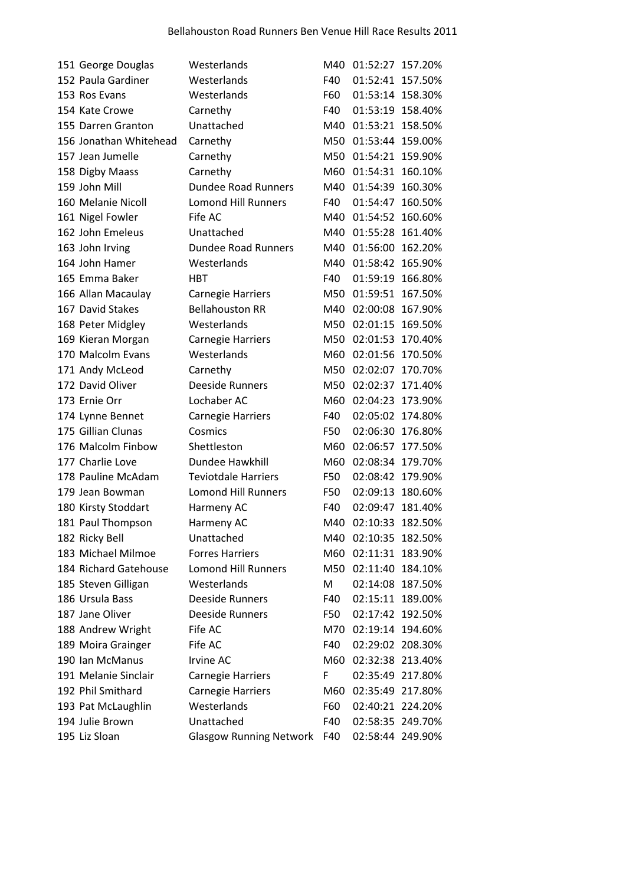| | | | | | |
|---|---|---|---|---|---|
| 151 | George Douglas | Westerlands | M40 | 01:52:27 | 157.20% |
| 152 | Paula Gardiner | Westerlands | F40 | 01:52:41 | 157.50% |
| 153 | Ros Evans | Westerlands | F60 | 01:53:14 | 158.30% |
| 154 | Kate Crowe | Carnethy | F40 | 01:53:19 | 158.40% |
| 155 | Darren Granton | Unattached | M40 | 01:53:21 | 158.50% |
| 156 | Jonathan Whitehead | Carnethy | M50 | 01:53:44 | 159.00% |
| 157 | Jean Jumelle | Carnethy | M50 | 01:54:21 | 159.90% |
| 158 | Digby Maass | Carnethy | M60 | 01:54:31 | 160.10% |
| 159 | John Mill | Dundee Road Runners | M40 | 01:54:39 | 160.30% |
| 160 | Melanie Nicoll | Lomond Hill Runners | F40 | 01:54:47 | 160.50% |
| 161 | Nigel Fowler | Fife AC | M40 | 01:54:52 | 160.60% |
| 162 | John Emeleus | Unattached | M40 | 01:55:28 | 161.40% |
| 163 | John Irving | Dundee Road Runners | M40 | 01:56:00 | 162.20% |
| 164 | John Hamer | Westerlands | M40 | 01:58:42 | 165.90% |
| 165 | Emma Baker | HBT | F40 | 01:59:19 | 166.80% |
| 166 | Allan Macaulay | Carnegie Harriers | M50 | 01:59:51 | 167.50% |
| 167 | David Stakes | Bellahouston RR | M40 | 02:00:08 | 167.90% |
| 168 | Peter Midgley | Westerlands | M50 | 02:01:15 | 169.50% |
| 169 | Kieran Morgan | Carnegie Harriers | M50 | 02:01:53 | 170.40% |
| 170 | Malcolm Evans | Westerlands | M60 | 02:01:56 | 170.50% |
| 171 | Andy McLeod | Carnethy | M50 | 02:02:07 | 170.70% |
| 172 | David Oliver | Deeside Runners | M50 | 02:02:37 | 171.40% |
| 173 | Ernie Orr | Lochaber AC | M60 | 02:04:23 | 173.90% |
| 174 | Lynne Bennet | Carnegie Harriers | F40 | 02:05:02 | 174.80% |
| 175 | Gillian Clunas | Cosmics | F50 | 02:06:30 | 176.80% |
| 176 | Malcolm Finbow | Shettleston | M60 | 02:06:57 | 177.50% |
| 177 | Charlie Love | Dundee Hawkhill | M60 | 02:08:34 | 179.70% |
| 178 | Pauline McAdam | Teviotdale Harriers | F50 | 02:08:42 | 179.90% |
| 179 | Jean Bowman | Lomond Hill Runners | F50 | 02:09:13 | 180.60% |
| 180 | Kirsty Stoddart | Harmeny AC | F40 | 02:09:47 | 181.40% |
| 181 | Paul Thompson | Harmeny AC | M40 | 02:10:33 | 182.50% |
| 182 | Ricky Bell | Unattached | M40 | 02:10:35 | 182.50% |
| 183 | Michael Milmoe | Forres Harriers | M60 | 02:11:31 | 183.90% |
| 184 | Richard Gatehouse | Lomond Hill Runners | M50 | 02:11:40 | 184.10% |
| 185 | Steven Gilligan | Westerlands | M | 02:14:08 | 187.50% |
| 186 | Ursula Bass | Deeside Runners | F40 | 02:15:11 | 189.00% |
| 187 | Jane Oliver | Deeside Runners | F50 | 02:17:42 | 192.50% |
| 188 | Andrew Wright | Fife AC | M70 | 02:19:14 | 194.60% |
| 189 | Moira Grainger | Fife AC | F40 | 02:29:02 | 208.30% |
| 190 | Ian McManus | Irvine AC | M60 | 02:32:38 | 213.40% |
| 191 | Melanie Sinclair | Carnegie Harriers | F | 02:35:49 | 217.80% |
| 192 | Phil Smithard | Carnegie Harriers | M60 | 02:35:49 | 217.80% |
| 193 | Pat McLaughlin | Westerlands | F60 | 02:40:21 | 224.20% |
| 194 | Julie Brown | Unattached | F40 | 02:58:35 | 249.70% |
| 195 | Liz Sloan | Glasgow Running Network | F40 | 02:58:44 | 249.90% |